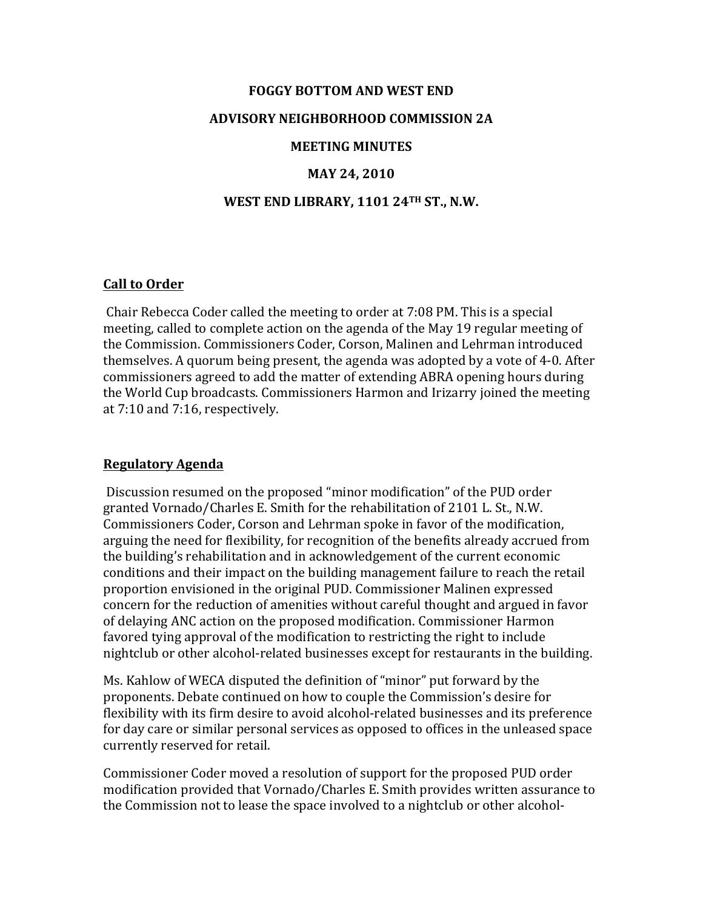# FOGGY BOTTOM AND WEST END

# ADVISORY NEIGHBORHOOD COMMISSION 2A

# MEETING MINUTES

# MAY 24, 2010

# WEST END LIBRARY, 1101 24TH ST., N.W.

## Call to Order

Chair Rebecca Coder called the meeting to order at 7:08 PM. This is a special meeting, called to complete action on the agenda of the May 19 regular meeting of the Commission. Commissioners Coder, Corson, Malinen and Lehrman introduced themselves. A quorum being present, the agenda was adopted by a vote of 4-0. After commissioners agreed to add the matter of extending ABRA opening hours during the World Cup broadcasts. Commissioners Harmon and Irizarry joined the meeting at 7:10 and 7:16, respectively.

## Regulatory Agenda

Discussion resumed on the proposed "minor modification" of the PUD order granted Vornado/Charles E. Smith for the rehabilitation of 2101 L. St., N.W. Commissioners Coder, Corson and Lehrman spoke in favor of the modification, arguing the need for flexibility, for recognition of the benefits already accrued from the building's rehabilitation and in acknowledgement of the current economic conditions and their impact on the building management failure to reach the retail proportion envisioned in the original PUD. Commissioner Malinen expressed concern for the reduction of amenities without careful thought and argued in favor of delaying ANC action on the proposed modification. Commissioner Harmon favored tying approval of the modification to restricting the right to include nightclub or other alcohol-related businesses except for restaurants in the building.

Ms. Kahlow of WECA disputed the definition of "minor" put forward by the proponents. Debate continued on how to couple the Commission's desire for flexibility with its firm desire to avoid alcohol-related businesses and its preference for day care or similar personal services as opposed to offices in the unleased space currently reserved for retail.

Commissioner Coder moved a resolution of support for the proposed PUD order modification provided that Vornado/Charles E. Smith provides written assurance to the Commission not to lease the space involved to a nightclub or other alcohol-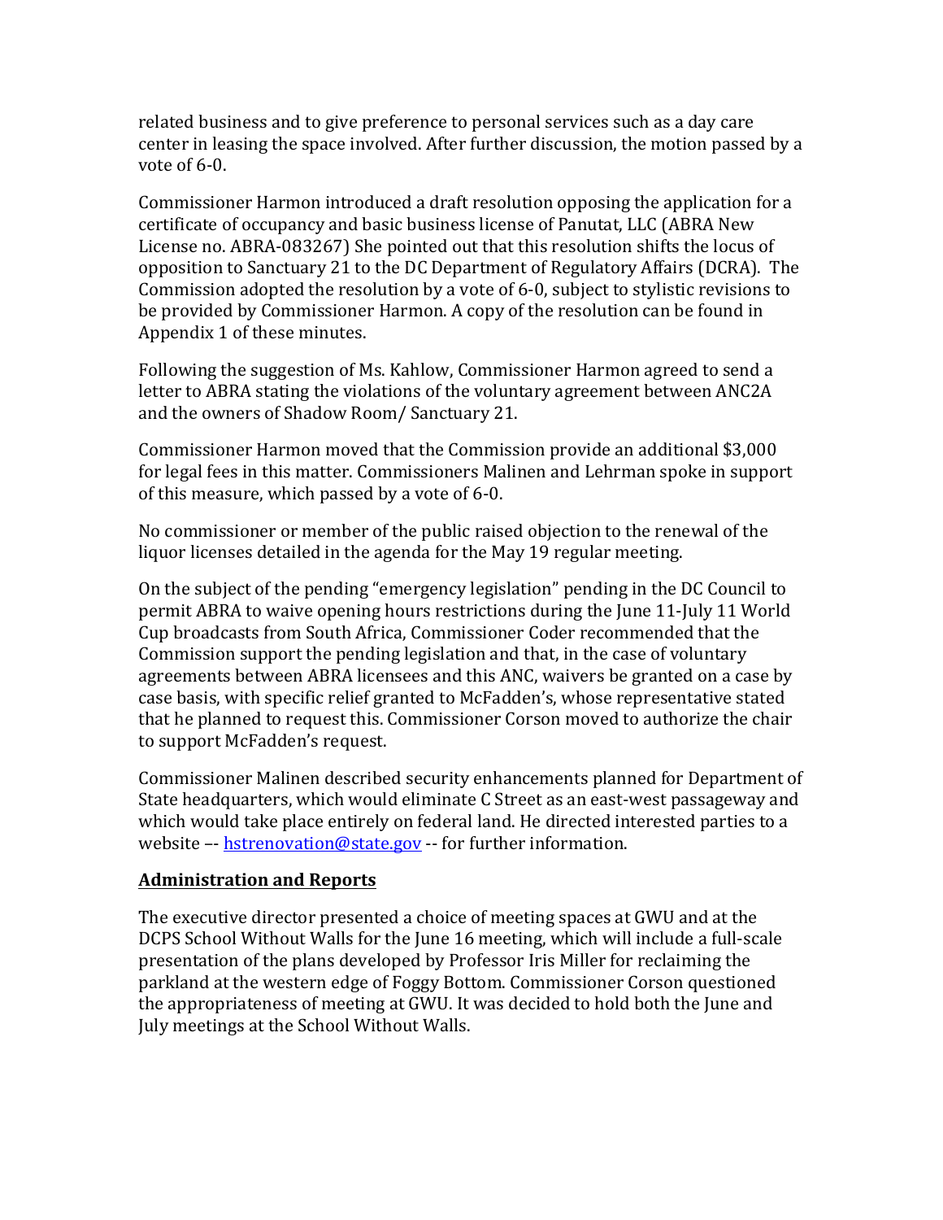related business and to give preference to personal services such as a day care center in leasing the space involved. After further discussion, the motion passed by a vote of 6-0.

Commissioner Harmon introduced a draft resolution opposing the application for a certificate of occupancy and basic business license of Panutat, LLC (ABRA New License no. ABRA-083267) She pointed out that this resolution shifts the locus of opposition to Sanctuary 21 to the DC Department of Regulatory Affairs (DCRA). The Commission adopted the resolution by a vote of 6-0, subject to stylistic revisions to be provided by Commissioner Harmon. A copy of the resolution can be found in Appendix 1 of these minutes.

Following the suggestion of Ms. Kahlow, Commissioner Harmon agreed to send a letter to ABRA stating the violations of the voluntary agreement between ANC2A and the owners of Shadow Room/ Sanctuary 21.

Commissioner Harmon moved that the Commission provide an additional $3,000 for legal fees in this matter. Commissioners Malinen and Lehrman spoke in support of this measure, which passed by a vote of 6-0.

No commissioner or member of the public raised objection to the renewal of the liquor licenses detailed in the agenda for the May 19 regular meeting.

On the subject of the pending "emergency legislation" pending in the DC Council to permit ABRA to waive opening hours restrictions during the June 11-July 11 World Cup broadcasts from South Africa, Commissioner Coder recommended that the Commission support the pending legislation and that, in the case of voluntary agreements between ABRA licensees and this ANC, waivers be granted on a case by case basis, with specific relief granted to McFadden's, whose representative stated that he planned to request this. Commissioner Corson moved to authorize the chair to support McFadden's request.

Commissioner Malinen described security enhancements planned for Department of State headquarters, which would eliminate C Street as an east-west passageway and which would take place entirely on federal land. He directed interested parties to a website –- hstrenovation@state.gov -- for further information.

## Administration and Reports

The executive director presented a choice of meeting spaces at GWU and at the DCPS School Without Walls for the June 16 meeting, which will include a full-scale presentation of the plans developed by Professor Iris Miller for reclaiming the parkland at the western edge of Foggy Bottom. Commissioner Corson questioned the appropriateness of meeting at GWU. It was decided to hold both the June and July meetings at the School Without Walls.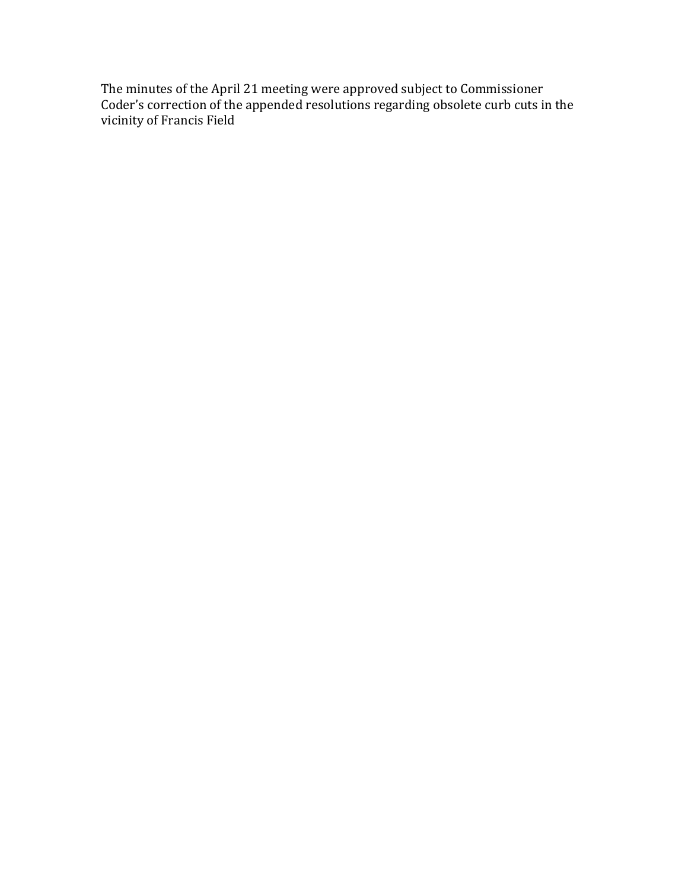The minutes of the April 21 meeting were approved subject to Commissioner Coder's correction of the appended resolutions regarding obsolete curb cuts in the vicinity of Francis Field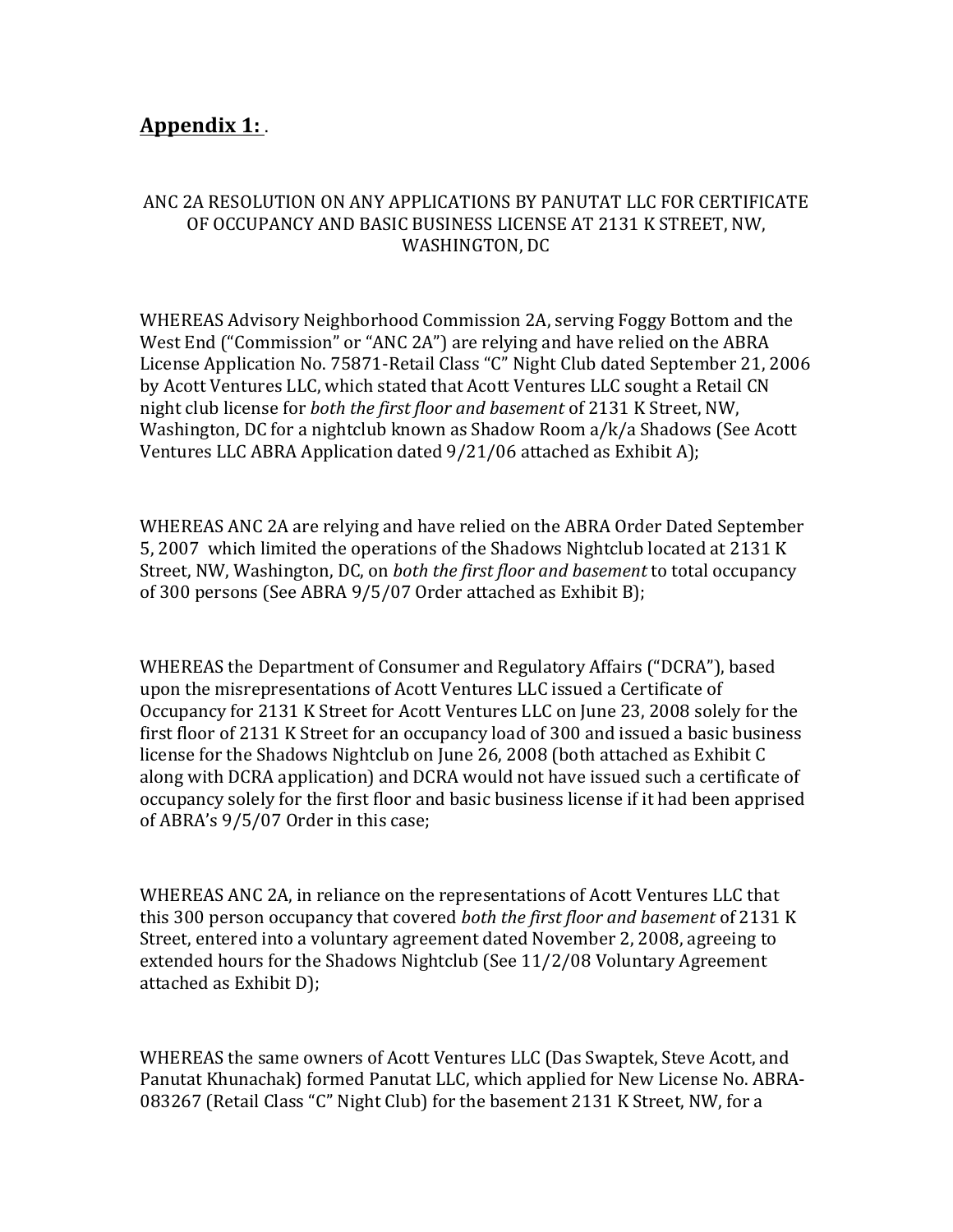## **Appendix 1:** .

ANC 2A RESOLUTION ON ANY APPLICATIONS BY PANUTAT LLC FOR CERTIFICATE OF OCCUPANCY AND BASIC BUSINESS LICENSE AT 2131 K STREET, NW, WASHINGTON, DC

WHEREAS Advisory Neighborhood Commission 2A, serving Foggy Bottom and the West End ("Commission" or "ANC 2A") are relying and have relied on the ABRA License Application No. 75871-Retail Class "C" Night Club dated September 21, 2006 by Acott Ventures LLC, which stated that Acott Ventures LLC sought a Retail CN night club license for *both the first floor and basement* of 2131 K Street, NW, Washington, DC for a nightclub known as Shadow Room a/k/a Shadows (See Acott Ventures LLC ABRA Application dated 9/21/06 attached as Exhibit A);

WHEREAS ANC 2A are relying and have relied on the ABRA Order Dated September 5, 2007 which limited the operations of the Shadows Nightclub located at 2131 K Street, NW, Washington, DC, on *both the first floor and basement* to total occupancy of 300 persons (See ABRA 9/5/07 Order attached as Exhibit B);

WHEREAS the Department of Consumer and Regulatory Affairs ("DCRA"), based upon the misrepresentations of Acott Ventures LLC issued a Certificate of Occupancy for 2131 K Street for Acott Ventures LLC on June 23, 2008 solely for the first floor of 2131 K Street for an occupancy load of 300 and issued a basic business license for the Shadows Nightclub on June 26, 2008 (both attached as Exhibit C along with DCRA application) and DCRA would not have issued such a certificate of occupancy solely for the first floor and basic business license if it had been apprised of ABRA's 9/5/07 Order in this case;

WHEREAS ANC 2A, in reliance on the representations of Acott Ventures LLC that this 300 person occupancy that covered *both the first floor and basement* of 2131 K Street, entered into a voluntary agreement dated November 2, 2008, agreeing to extended hours for the Shadows Nightclub (See 11/2/08 Voluntary Agreement attached as Exhibit D);

WHEREAS the same owners of Acott Ventures LLC (Das Swaptek, Steve Acott, and Panutat Khunachak) formed Panutat LLC, which applied for New License No. ABRA-083267 (Retail Class "C" Night Club) for the basement 2131 K Street, NW, for a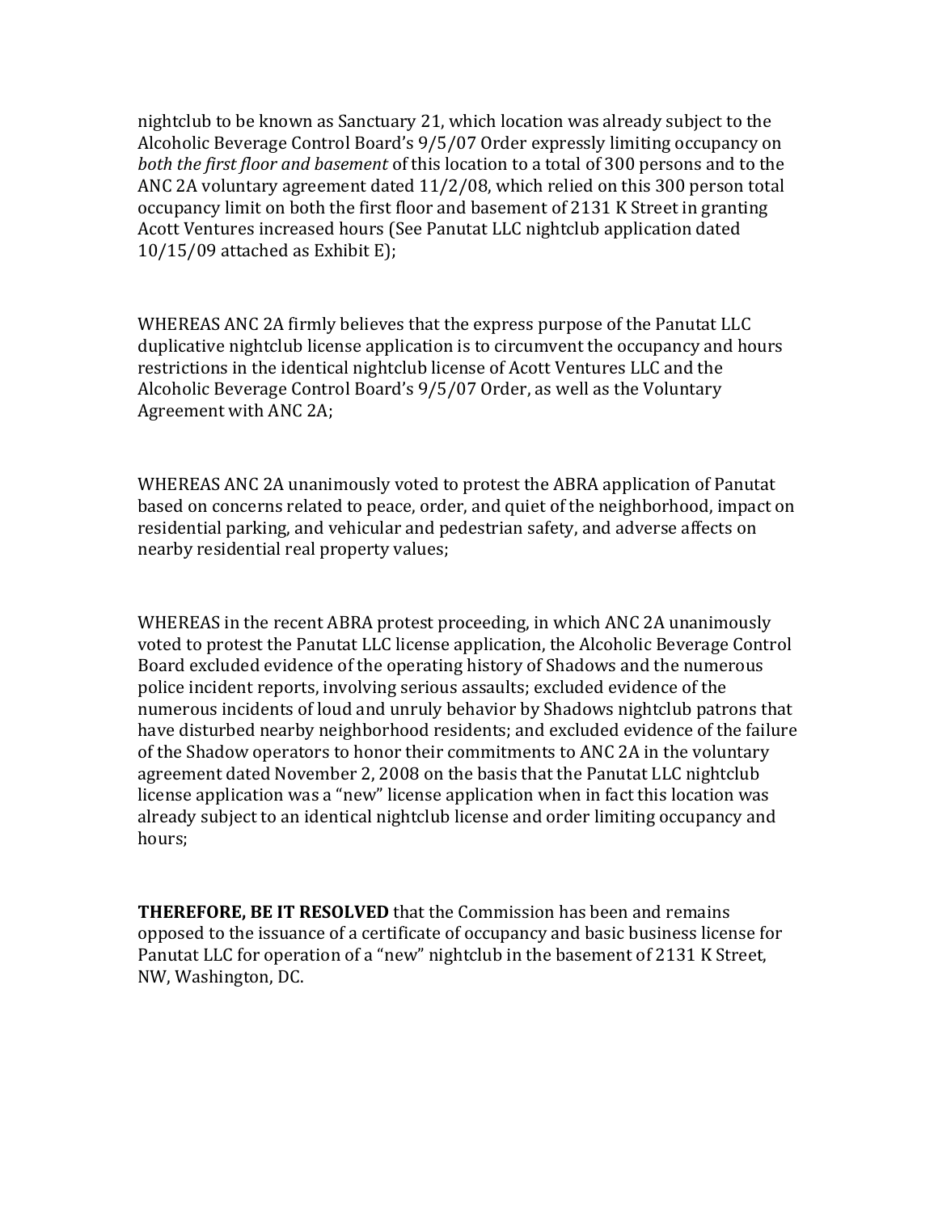nightclub to be known as Sanctuary 21, which location was already subject to the Alcoholic Beverage Control Board's 9/5/07 Order expressly limiting occupancy on *both the first floor and basement* of this location to a total of 300 persons and to the ANC 2A voluntary agreement dated 11/2/08, which relied on this 300 person total occupancy limit on both the first floor and basement of 2131 K Street in granting Acott Ventures increased hours (See Panutat LLC nightclub application dated 10/15/09 attached as Exhibit E);

WHEREAS ANC 2A firmly believes that the express purpose of the Panutat LLC duplicative nightclub license application is to circumvent the occupancy and hours restrictions in the identical nightclub license of Acott Ventures LLC and the Alcoholic Beverage Control Board's 9/5/07 Order, as well as the Voluntary Agreement with ANC 2A;

WHEREAS ANC 2A unanimously voted to protest the ABRA application of Panutat based on concerns related to peace, order, and quiet of the neighborhood, impact on residential parking, and vehicular and pedestrian safety, and adverse affects on nearby residential real property values;

WHEREAS in the recent ABRA protest proceeding, in which ANC 2A unanimously voted to protest the Panutat LLC license application, the Alcoholic Beverage Control Board excluded evidence of the operating history of Shadows and the numerous police incident reports, involving serious assaults; excluded evidence of the numerous incidents of loud and unruly behavior by Shadows nightclub patrons that have disturbed nearby neighborhood residents; and excluded evidence of the failure of the Shadow operators to honor their commitments to ANC 2A in the voluntary agreement dated November 2, 2008 on the basis that the Panutat LLC nightclub license application was a "new" license application when in fact this location was already subject to an identical nightclub license and order limiting occupancy and hours;

**THEREFORE, BE IT RESOLVED** that the Commission has been and remains opposed to the issuance of a certificate of occupancy and basic business license for Panutat LLC for operation of a "new" nightclub in the basement of 2131 K Street, NW, Washington, DC.